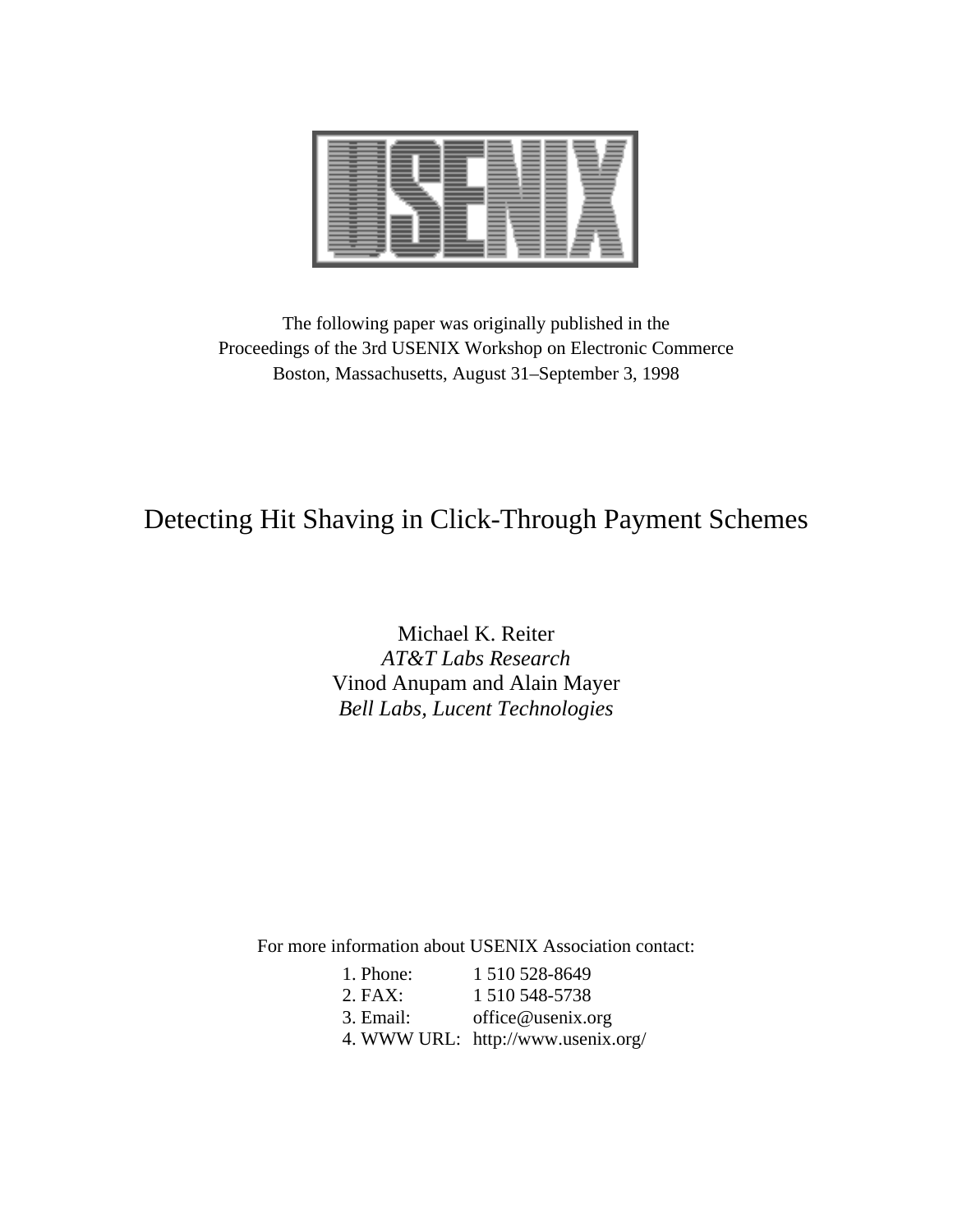The following paper was originally published in the
Proceedings of the 3rd USENIX Workshop on Electronic Commerce
Boston, Massachusetts, August 31–September 3, 1998

# Detecting Hit Shaving in Click-Through Payment Schemes

Michael K. Reiter
*AT&T Labs Research*
Vinod Anupam and Alain Mayer
*Bell Labs, Lucent Technologies*

For more information about USENIX Association contact:

1. Phone: 1 510 528-8649
2. FAX: 1 510 548-5738
3. Email: office@usenix.org
4. WWW URL: http://www.usenix.org/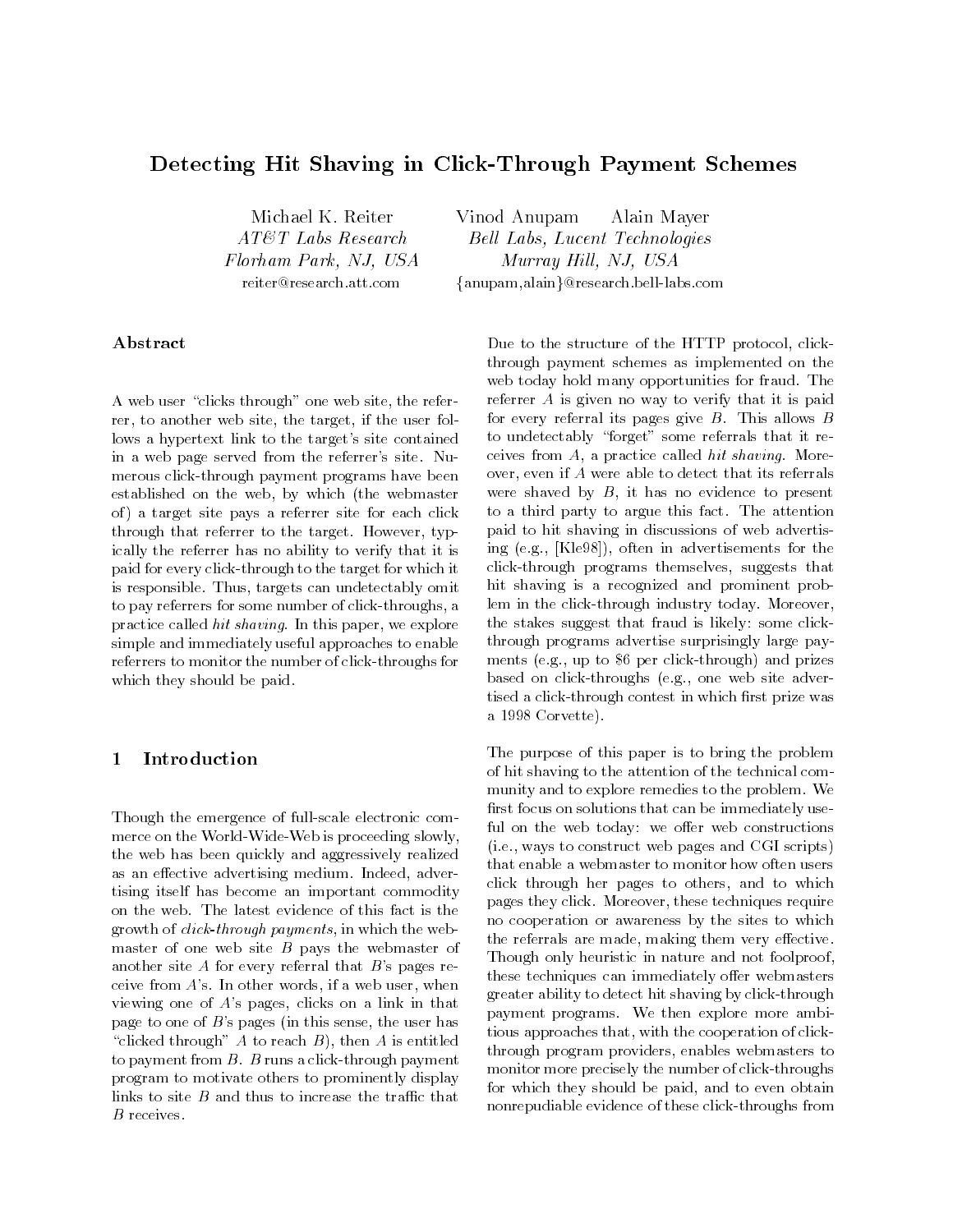# Detecting Hit Shaving in Click-Through Payment Schemes

Michael K. Reiter
*AT&T Labs Research*
*Florham Park, NJ, USA*
reiter@research.att.com

Vinod Anupam Alain Mayer
*Bell Labs, Lucent Technologies*
*Murray Hill, NJ, USA*
{anupam,alain}@research.bell-labs.com

## Abstract

A web user "clicks through" one web site, the referrer, to another web site, the target, if the user follows a hypertext link to the target's site contained in a web page served from the referrer's site. Numerous click-through payment programs have been established on the web, by which (the webmaster of) a target site pays a referrer site for each click through that referrer to the target. However, typically the referrer has no ability to verify that it is paid for every click-through to the target for which it is responsible. Thus, targets can undetectably omit to pay referrers for some number of click-throughs, a practice called *hit shaving*. In this paper, we explore simple and immediately useful approaches to enable referrers to monitor the number of click-throughs for which they should be paid.

## 1 Introduction

Though the emergence of full-scale electronic commerce on the World-Wide-Web is proceeding slowly, the web has been quickly and aggressively realized as an effective advertising medium. Indeed, advertising itself has become an important commodity on the web. The latest evidence of this fact is the growth of *click-through payments*, in which the webmaster of one web site $B$ pays the webmaster of another site $A$ for every referral that $B$'s pages receive from $A$'s. In other words, if a web user, when viewing one of $A$'s pages, clicks on a link in that page to one of $B$'s pages (in this sense, the user has "clicked through" $A$ to reach $B$), then $A$ is entitled to payment from $B$. $B$ runs a click-through payment program to motivate others to prominently display links to site $B$ and thus to increase the traffic that $B$ receives.

Due to the structure of the HTTP protocol, click-through payment schemes as implemented on the web today hold many opportunities for fraud. The referrer $A$ is given no way to verify that it is paid for every referral its pages give $B$. This allows $B$ to undetectably "forget" some referrals that it receives from $A$, a practice called *hit shaving*. Moreover, even if $A$ were able to detect that its referrals were shaved by $B$, it has no evidence to present to a third party to argue this fact. The attention paid to hit shaving in discussions of web advertising (e.g., [Kle98]), often in advertisements for the click-through programs themselves, suggests that hit shaving is a recognized and prominent problem in the click-through industry today. Moreover, the stakes suggest that fraud is likely: some click-through programs advertise surprisingly large payments (e.g., up to $6 per click-through) and prizes based on click-throughs (e.g., one web site advertised a click-through contest in which first prize was a 1998 Corvette).

The purpose of this paper is to bring the problem of hit shaving to the attention of the technical community and to explore remedies to the problem. We first focus on solutions that can be immediately useful on the web today: we offer web constructions (i.e., ways to construct web pages and CGI scripts) that enable a webmaster to monitor how often users click through her pages to others, and to which pages they click. Moreover, these techniques require no cooperation or awareness by the sites to which the referrals are made, making them very effective. Though only heuristic in nature and not foolproof, these techniques can immediately offer webmasters greater ability to detect hit shaving by click-through payment programs. We then explore more ambitious approaches that, with the cooperation of click-through program providers, enables webmasters to monitor more precisely the number of click-throughs for which they should be paid, and to even obtain nonrepudiable evidence of these click-throughs from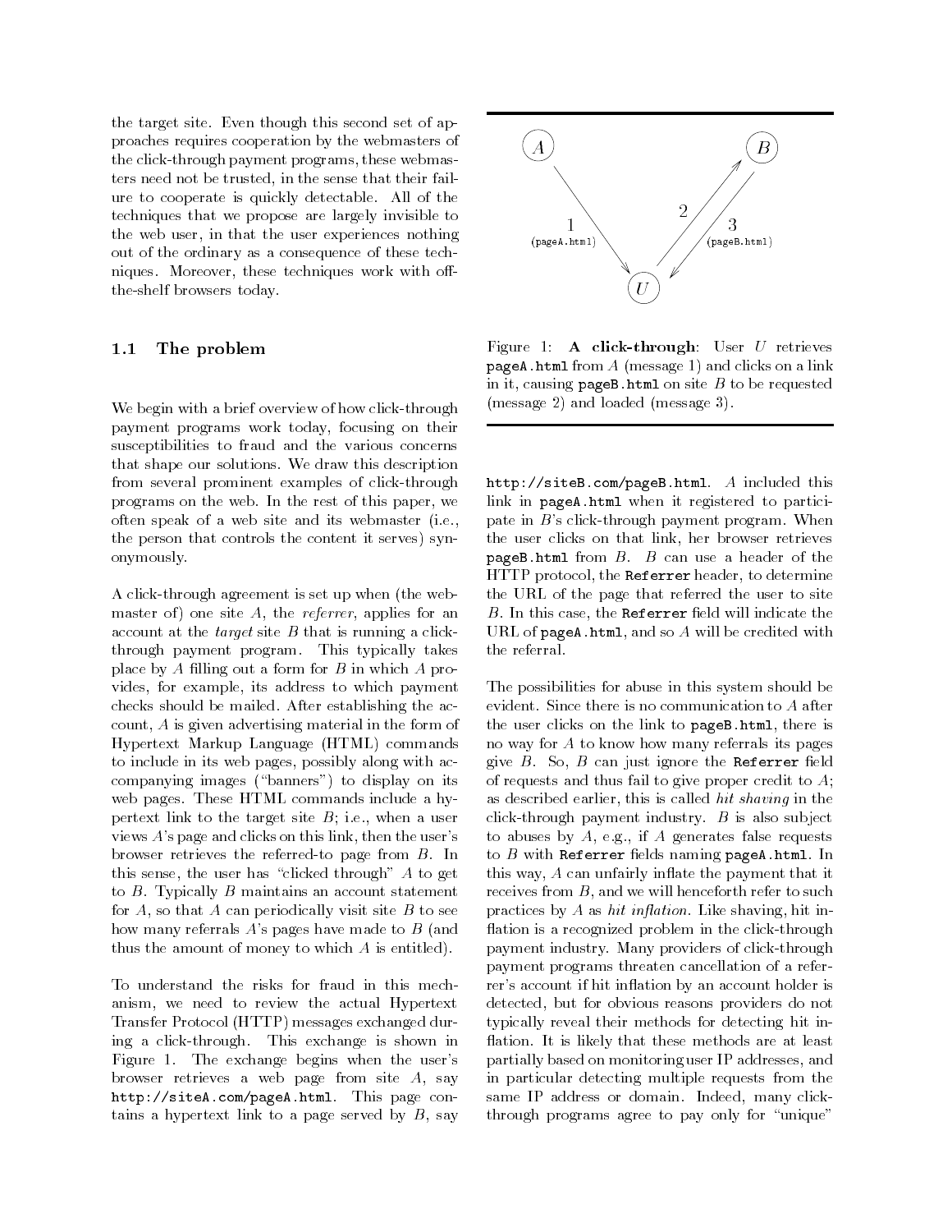the target site. Even though this second set of approaches requires cooperation by the webmasters of the click-through payment programs, these webmasters need not be trusted, in the sense that their failure to cooperate is quickly detectable. All of the techniques that we propose are largely invisible to the web user, in that the user experiences nothing out of the ordinary as a consequence of these techniques. Moreover, these techniques work with off-the-shelf browsers today.

### 1.1 The problem

We begin with a brief overview of how click-through payment programs work today, focusing on their susceptibilities to fraud and the various concerns that shape our solutions. We draw this description from several prominent examples of click-through programs on the web. In the rest of this paper, we often speak of a web site and its webmaster (i.e., the person that controls the content it serves) synonymously.

A click-through agreement is set up when (the webmaster of) one site $A$, the *referrer*, applies for an account at the *target* site $B$ that is running a click-through payment program. This typically takes place by $A$ filling out a form for $B$ in which $A$ provides, for example, its address to which payment checks should be mailed. After establishing the account, $A$ is given advertising material in the form of Hypertext Markup Language (HTML) commands to include in its web pages, possibly along with accompanying images ("banners") to display on its web pages. These HTML commands include a hypertext link to the target site $B$; i.e., when a user views $A$'s page and clicks on this link, then the user's browser retrieves the referred-to page from $B$. In this sense, the user has "clicked through" $A$ to get to $B$. Typically $B$ maintains an account statement for $A$, so that $A$ can periodically visit site $B$ to see how many referrals $A$'s pages have made to $B$ (and thus the amount of money to which $A$ is entitled).

To understand the risks for fraud in this mechanism, we need to review the actual Hypertext Transfer Protocol (HTTP) messages exchanged during a click-through. This exchange is shown in Figure 1. The exchange begins when the user's browser retrieves a web page from site $A$, say `http://siteA.com/pageA.html`. This page contains a hypertext link to a page served by $B$, say `http://siteB.com/pageB.html`. $A$ included this link in `pageA.html` when it registered to participate in $B$'s click-through payment program. When the user clicks on that link, her browser retrieves `pageB.html` from $B$. $B$ can use a header of the HTTP protocol, the `Referrer` header, to determine the URL of the page that referred the user to site $B$. In this case, the `Referrer` field will indicate the URL of `pageA.html`, and so $A$ will be credited with the referral.

Figure 1: **A click-through**: User $U$ retrieves `pageA.html` from $A$ (message 1) and clicks on a link in it, causing `pageB.html` on site $B$ to be requested (message 2) and loaded (message 3).

The possibilities for abuse in this system should be evident. Since there is no communication to $A$ after the user clicks on the link to `pageB.html`, there is no way for $A$ to know how many referrals its pages give $B$. So, $B$ can just ignore the `Referrer` field of requests and thus fail to give proper credit to $A$; as described earlier, this is called *hit shaving* in the click-through payment industry. $B$ is also subject to abuses by $A$, e.g., if $A$ generates false requests to $B$ with `Referrer` fields naming `pageA.html`. In this way, $A$ can unfairly inflate the payment that it receives from $B$, and we will henceforth refer to such practices by $A$ as *hit inflation*. Like shaving, hit inflation is a recognized problem in the click-through payment industry. Many providers of click-through payment programs threaten cancellation of a referrer's account if hit inflation by an account holder is detected, but for obvious reasons providers do not typically reveal their methods for detecting hit inflation. It is likely that these methods are at least partially based on monitoring user IP addresses, and in particular detecting multiple requests from the same IP address or domain. Indeed, many click-through programs agree to pay only for "unique"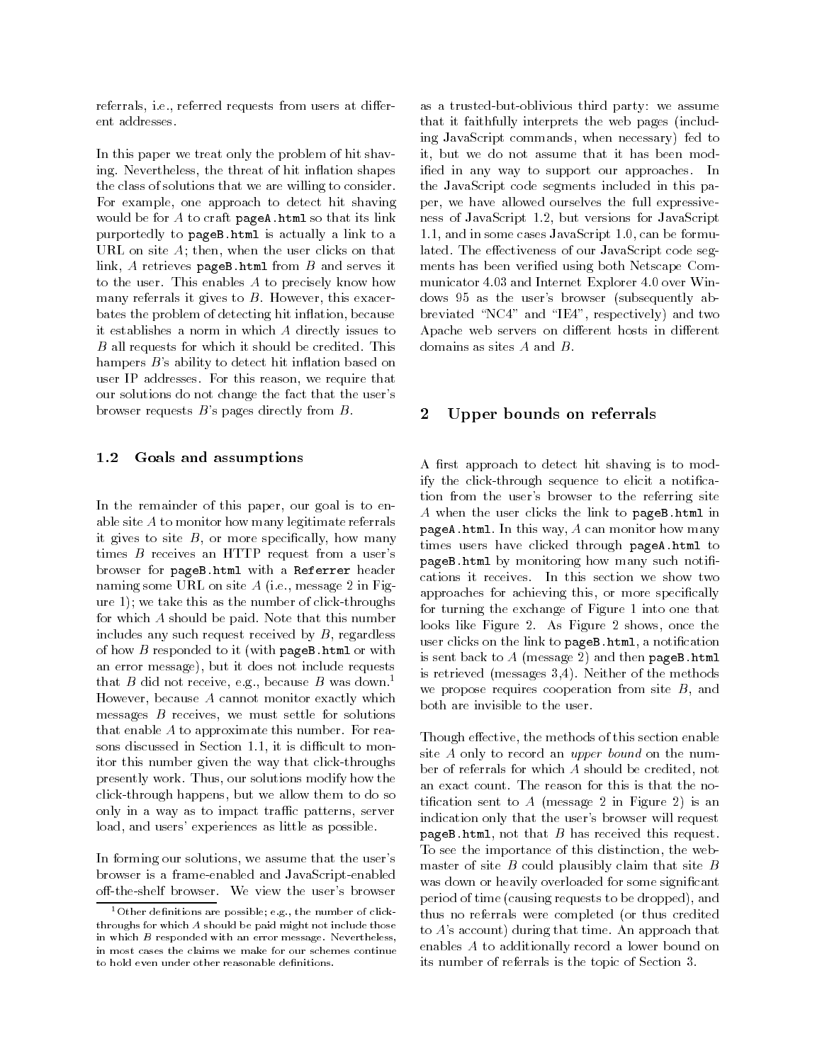referrals, i.e., referred requests from users at different addresses.

In this paper we treat only the problem of hit shaving. Nevertheless, the threat of hit inflation shapes the class of solutions that we are willing to consider. For example, one approach to detect hit shaving would be for $A$ to craft `pageA.html` so that its link purportedly to `pageB.html` is actually a link to a URL on site $A$; then, when the user clicks on that link, $A$ retrieves `pageB.html` from $B$ and serves it to the user. This enables $A$ to precisely know how many referrals it gives to $B$. However, this exacerbates the problem of detecting hit inflation, because it establishes a norm in which $A$ directly issues to $B$ all requests for which it should be credited. This hampers $B$'s ability to detect hit inflation based on user IP addresses. For this reason, we require that our solutions do not change the fact that the user's browser requests $B$'s pages directly from $B$.

### 1.2 Goals and assumptions

In the remainder of this paper, our goal is to enable site $A$ to monitor how many legitimate referrals it gives to site $B$, or more specifically, how many times $B$ receives an HTTP request from a user's browser for `pageB.html` with a `Referrer` header naming some URL on site $A$ (i.e., message 2 in Figure 1); we take this as the number of click-throughs for which $A$ should be paid. Note that this number includes any such request received by $B$, regardless of how $B$ responded to it (with `pageB.html` or with an error message), but it does not include requests that $B$ did not receive, e.g., because $B$ was down.[1] However, because $A$ cannot monitor exactly which messages $B$ receives, we must settle for solutions that enable $A$ to approximate this number. For reasons discussed in Section 1.1, it is difficult to monitor this number given the way that click-throughs presently work. Thus, our solutions modify how the click-through happens, but we allow them to do so only in a way as to impact traffic patterns, server load, and users' experiences as little as possible.

In forming our solutions, we assume that the user's browser is a frame-enabled and JavaScript-enabled off-the-shelf browser. We view the user's browser as a trusted-but-oblivious third party: we assume that it faithfully interprets the web pages (including JavaScript commands, when necessary) fed to it, but we do not assume that it has been modified in any way to support our approaches. In the JavaScript code segments included in this paper, we have allowed ourselves the full expressiveness of JavaScript 1.2, but versions for JavaScript 1.1, and in some cases JavaScript 1.0, can be formulated. The effectiveness of our JavaScript code segments has been verified using both Netscape Communicator 4.03 and Internet Explorer 4.0 over Windows 95 as the user's browser (subsequently abbreviated "NC4" and "IE4", respectively) and two Apache web servers on different hosts in different domains as sites $A$ and $B$.

[1] Other definitions are possible; e.g., the number of click-throughs for which $A$ should be paid might not include those in which $B$ responded with an error message. Nevertheless, in most cases the claims we make for our schemes continue to hold even under other reasonable definitions.

## 2 Upper bounds on referrals

A first approach to detect hit shaving is to modify the click-through sequence to elicit a notification from the user's browser to the referring site $A$ when the user clicks the link to `pageB.html` in `pageA.html`. In this way, $A$ can monitor how many times users have clicked through `pageA.html` to `pageB.html` by monitoring how many such notifications it receives. In this section we show two approaches for achieving this, or more specifically for turning the exchange of Figure 1 into one that looks like Figure 2. As Figure 2 shows, once the user clicks on the link to `pageB.html`, a notification is sent back to $A$ (message 2) and then `pageB.html` is retrieved (messages 3,4). Neither of the methods we propose requires cooperation from site $B$, and both are invisible to the user.

Though effective, the methods of this section enable site $A$ only to record an *upper bound* on the number of referrals for which $A$ should be credited, not an exact count. The reason for this is that the notification sent to $A$ (message 2 in Figure 2) is an indication only that the user's browser will request `pageB.html`, not that $B$ has received this request. To see the importance of this distinction, the webmaster of site $B$ could plausibly claim that site $B$ was down or heavily overloaded for some significant period of time (causing requests to be dropped), and thus no referrals were completed (or thus credited to $A$'s account) during that time. An approach that enables $A$ to additionally record a lower bound on its number of referrals is the topic of Section 3.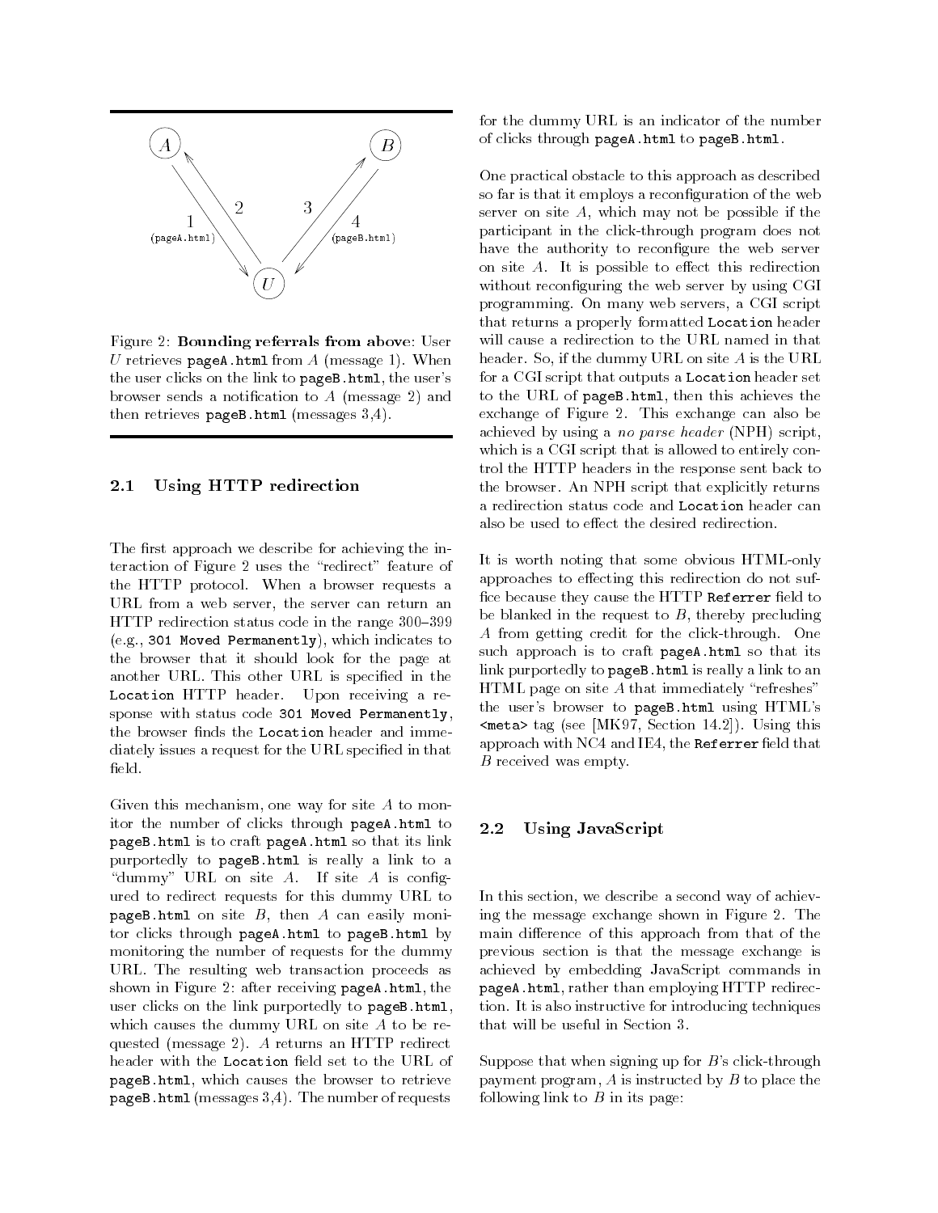Figure 2: **Bounding referrals from above**: User $U$ retrieves `pageA.html` from $A$ (message 1). When the user clicks on the link to `pageB.html`, the user's browser sends a notification to $A$ (message 2) and then retrieves `pageB.html` (messages 3,4).

### 2.1 Using HTTP redirection

The first approach we describe for achieving the interaction of Figure 2 uses the "redirect" feature of the HTTP protocol. When a browser requests a URL from a web server, the server can return an HTTP redirection status code in the range 300–399 (e.g., `301 Moved Permanently`), which indicates to the browser that it should look for the page at another URL. This other URL is specified in the `Location` HTTP header. Upon receiving a response with status code `301 Moved Permanently`, the browser finds the `Location` header and immediately issues a request for the URL specified in that field.

Given this mechanism, one way for site $A$ to monitor the number of clicks through `pageA.html` to `pageB.html` is to craft `pageA.html` so that its link purportedly to `pageB.html` is really a link to a "dummy" URL on site $A$. If site $A$ is configured to redirect requests for this dummy URL to `pageB.html` on site $B$, then $A$ can easily monitor clicks through `pageA.html` to `pageB.html` by monitoring the number of requests for the dummy URL. The resulting web transaction proceeds as shown in Figure 2: after receiving `pageA.html`, the user clicks on the link purportedly to `pageB.html`, which causes the dummy URL on site $A$ to be requested (message 2). $A$ returns an HTTP redirect header with the `Location` field set to the URL of `pageB.html`, which causes the browser to retrieve `pageB.html` (messages 3,4). The number of requests for the dummy URL is an indicator of the number of clicks through `pageA.html` to `pageB.html`.

One practical obstacle to this approach as described so far is that it employs a reconfiguration of the web server on site $A$, which may not be possible if the participant in the click-through program does not have the authority to reconfigure the web server on site $A$. It is possible to effect this redirection without reconfiguring the web server by using CGI programming. On many web servers, a CGI script that returns a properly formatted `Location` header will cause a redirection to the URL named in that header. So, if the dummy URL on site $A$ is the URL for a CGI script that outputs a `Location` header set to the URL of `pageB.html`, then this achieves the exchange of Figure 2. This exchange can also be achieved by using a *no parse header* (NPH) script, which is a CGI script that is allowed to entirely control the HTTP headers in the response sent back to the browser. An NPH script that explicitly returns a redirection status code and `Location` header can also be used to effect the desired redirection.

It is worth noting that some obvious HTML-only approaches to effecting this redirection do not suffice because they cause the HTTP `Referrer` field to be blanked in the request to $B$, thereby precluding $A$ from getting credit for the click-through. One such approach is to craft `pageA.html` so that its link purportedly to `pageB.html` is really a link to an HTML page on site $A$ that immediately "refreshes" the user's browser to `pageB.html` using HTML's `<meta>` tag (see [MK97, Section 14.2]). Using this approach with NC4 and IE4, the `Referrer` field that $B$ received was empty.

### 2.2 Using JavaScript

In this section, we describe a second way of achieving the message exchange shown in Figure 2. The main difference of this approach from that of the previous section is that the message exchange is achieved by embedding JavaScript commands in `pageA.html`, rather than employing HTTP redirection. It is also instructive for introducing techniques that will be useful in Section 3.

Suppose that when signing up for $B$'s click-through payment program, $A$ is instructed by $B$ to place the following link to $B$ in its page: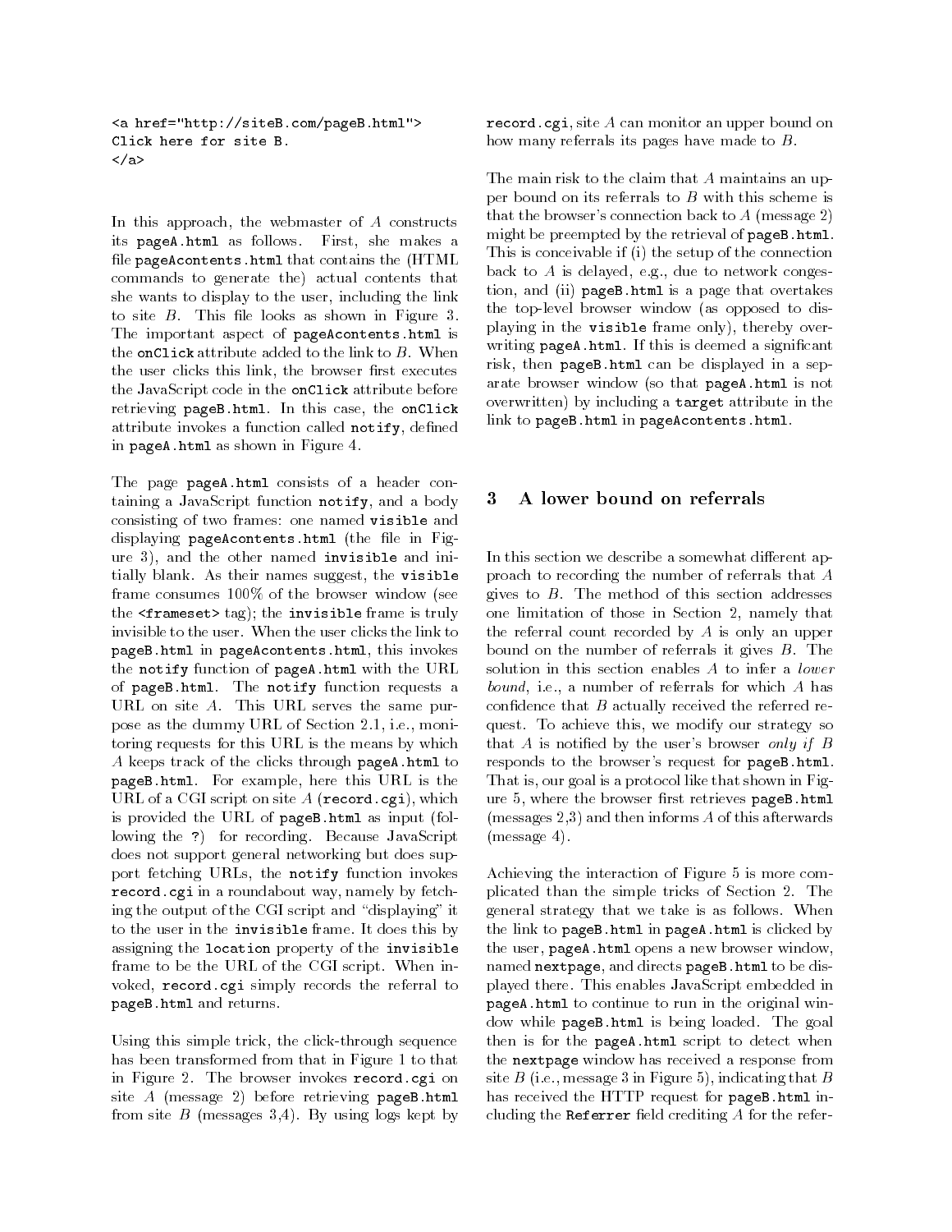```
<a href="http://siteB.com/pageB.html">
Click here for site B.
</a>
```

In this approach, the webmaster of $A$ constructs its `pageA.html` as follows. First, she makes a file `pageAcontents.html` that contains the (HTML commands to generate the) actual contents that she wants to display to the user, including the link to site $B$. This file looks as shown in Figure 3. The important aspect of `pageAcontents.html` is the `onClick` attribute added to the link to $B$. When the user clicks this link, the browser first executes the JavaScript code in the `onClick` attribute before retrieving `pageB.html`. In this case, the `onClick` attribute invokes a function called `notify`, defined in `pageA.html` as shown in Figure 4.

The page `pageA.html` consists of a header containing a JavaScript function `notify`, and a body consisting of two frames: one named `visible` and displaying `pageAcontents.html` (the file in Figure 3), and the other named `invisible` and initially blank. As their names suggest, the `visible` frame consumes 100% of the browser window (see the `<frameset>` tag); the `invisible` frame is truly invisible to the user. When the user clicks the link to `pageB.html` in `pageAcontents.html`, this invokes the `notify` function of `pageA.html` with the URL of `pageB.html`. The `notify` function requests a URL on site $A$. This URL serves the same purpose as the dummy URL of Section 2.1, i.e., monitoring requests for this URL is the means by which $A$ keeps track of the clicks through `pageA.html` to `pageB.html`. For example, here this URL is the URL of a CGI script on site $A$ (`record.cgi`), which is provided the URL of `pageB.html` as input (following the `?`) for recording. Because JavaScript does not support general networking but does support fetching URLs, the `notify` function invokes `record.cgi` in a roundabout way, namely by fetching the output of the CGI script and "displaying" it to the user in the `invisible` frame. It does this by assigning the `location` property of the `invisible` frame to be the URL of the CGI script. When invoked, `record.cgi` simply records the referral to `pageB.html` and returns.

Using this simple trick, the click-through sequence has been transformed from that in Figure 1 to that in Figure 2. The browser invokes `record.cgi` on site $A$ (message 2) before retrieving `pageB.html` from site $B$ (messages 3,4). By using logs kept by `record.cgi`, site $A$ can monitor an upper bound on how many referrals its pages have made to $B$.

The main risk to the claim that $A$ maintains an upper bound on its referrals to $B$ with this scheme is that the browser's connection back to $A$ (message 2) might be preempted by the retrieval of `pageB.html`. This is conceivable if (i) the setup of the connection back to $A$ is delayed, e.g., due to network congestion, and (ii) `pageB.html` is a page that overtakes the top-level browser window (as opposed to displaying in the `visible` frame only), thereby overwriting `pageA.html`. If this is deemed a significant risk, then `pageB.html` can be displayed in a separate browser window (so that `pageA.html` is not overwritten) by including a `target` attribute in the link to `pageB.html` in `pageAcontents.html`.

## 3 A lower bound on referrals

In this section we describe a somewhat different approach to recording the number of referrals that $A$ gives to $B$. The method of this section addresses one limitation of those in Section 2, namely that the referral count recorded by $A$ is only an upper bound on the number of referrals it gives $B$. The solution in this section enables $A$ to infer a *lower bound*, i.e., a number of referrals for which $A$ has confidence that $B$ actually received the referred request. To achieve this, we modify our strategy so that $A$ is notified by the user's browser *only if* $B$ responds to the browser's request for `pageB.html`. That is, our goal is a protocol like that shown in Figure 5, where the browser first retrieves `pageB.html` (messages 2,3) and then informs $A$ of this afterwards (message 4).

Achieving the interaction of Figure 5 is more complicated than the simple tricks of Section 2. The general strategy that we take is as follows. When the link to `pageB.html` in `pageA.html` is clicked by the user, `pageA.html` opens a new browser window, named `nextpage`, and directs `pageB.html` to be displayed there. This enables JavaScript embedded in `pageA.html` to continue to run in the original window while `pageB.html` is being loaded. The goal then is for the `pageA.html` script to detect when the `nextpage` window has received a response from site $B$ (i.e., message 3 in Figure 5), indicating that $B$ has received the HTTP request for `pageB.html` including the `Referrer` field crediting $A$ for the refer-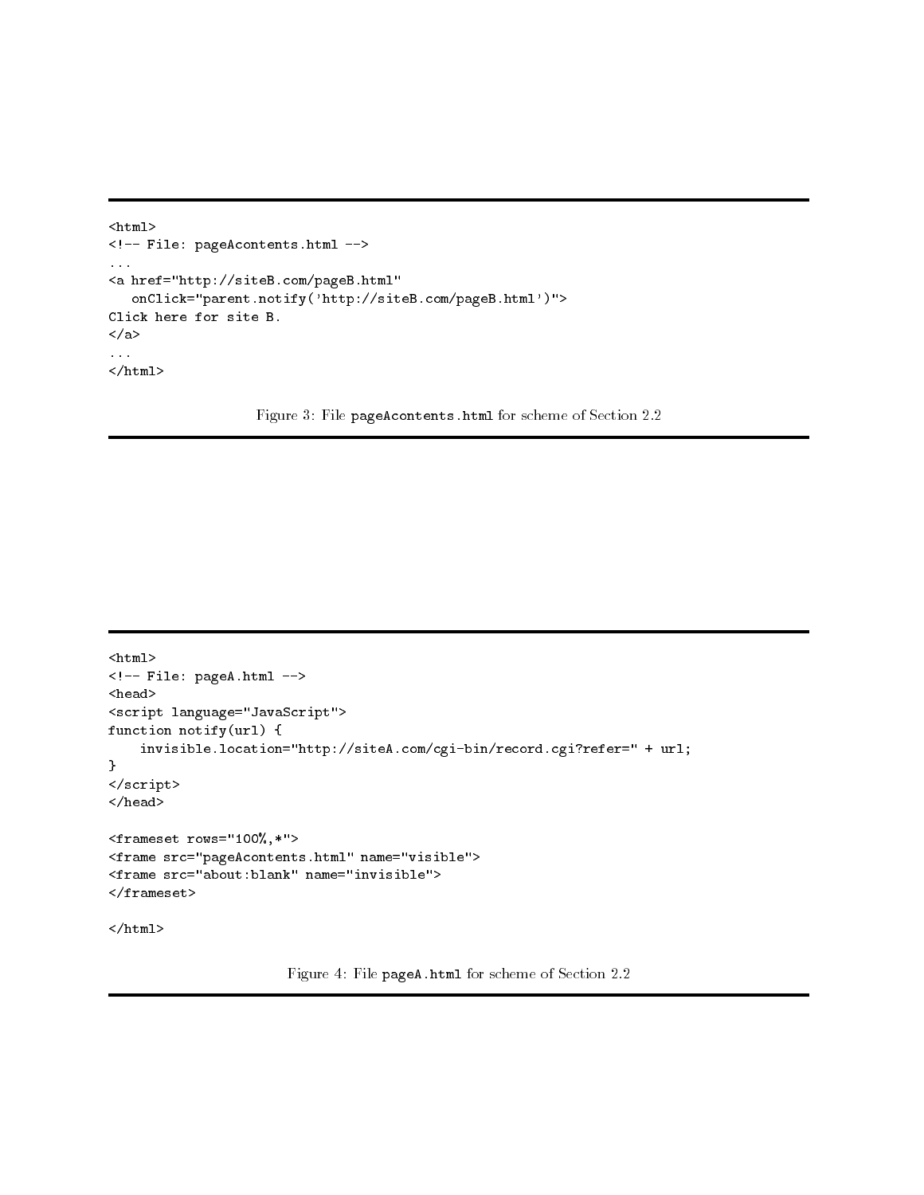```
<html>
<!-- File: pageAcontents.html -->
...
<a href="http://siteB.com/pageB.html"
   onClick="parent.notify('http://siteB.com/pageB.html')">
Click here for site B.
</a>
...
</html>
```

Figure 3: File `pageAcontents.html` for scheme of Section 2.2

```
<html>
<!-- File: pageA.html -->
<head>
<script language="JavaScript">
function notify(url) {
    invisible.location="http://siteA.com/cgi-bin/record.cgi?refer=" + url;
}
</script>
</head>

<frameset rows="100%,*">
<frame src="pageAcontents.html" name="visible">
<frame src="about:blank" name="invisible">
</frameset>

</html>
```

Figure 4: File `pageA.html` for scheme of Section 2.2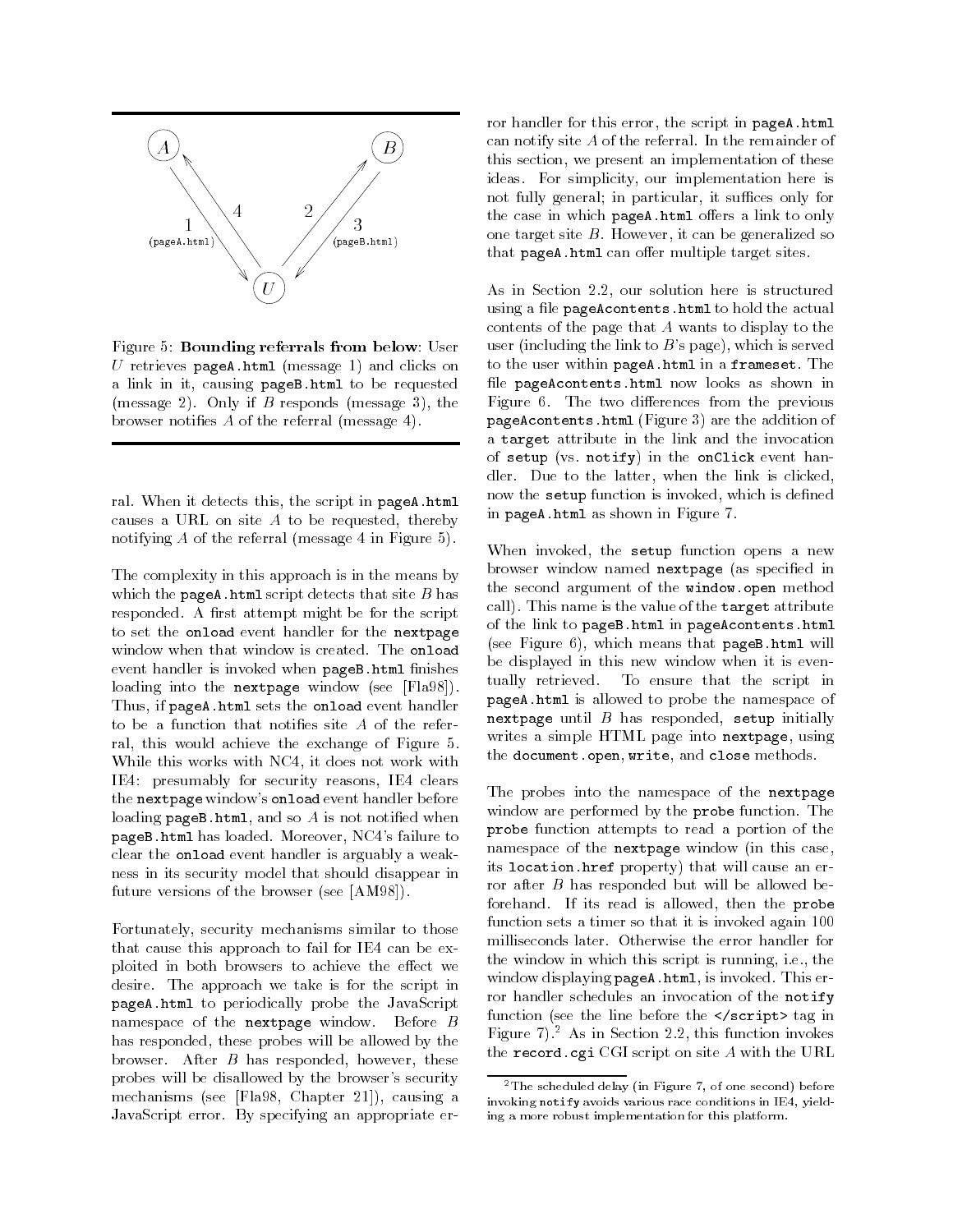Figure 5: **Bounding referrals from below**: User $U$ retrieves `pageA.html` (message 1) and clicks on a link in it, causing `pageB.html` to be requested (message 2). Only if $B$ responds (message 3), the browser notifies $A$ of the referral (message 4).

ral. When it detects this, the script in `pageA.html` causes a URL on site $A$ to be requested, thereby notifying $A$ of the referral (message 4 in Figure 5).

The complexity in this approach is in the means by which the `pageA.html` script detects that site $B$ has responded. A first attempt might be for the script to set the `onload` event handler for the `nextpage` window when that window is created. The `onload` event handler is invoked when `pageB.html` finishes loading into the `nextpage` window (see [Fla98]). Thus, if `pageA.html` sets the `onload` event handler to be a function that notifies site $A$ of the referral, this would achieve the exchange of Figure 5. While this works with NC4, it does not work with IE4: presumably for security reasons, IE4 clears the `nextpage` window's `onload` event handler before loading `pageB.html`, and so $A$ is not notified when `pageB.html` has loaded. Moreover, NC4's failure to clear the `onload` event handler is arguably a weakness in its security model that should disappear in future versions of the browser (see [AM98]).

Fortunately, security mechanisms similar to those that cause this approach to fail for IE4 can be exploited in both browsers to achieve the effect we desire. The approach we take is for the script in `pageA.html` to periodically probe the JavaScript namespace of the `nextpage` window. Before $B$ has responded, these probes will be allowed by the browser. After $B$ has responded, however, these probes will be disallowed by the browser's security mechanisms (see [Fla98, Chapter 21]), causing a JavaScript error. By specifying an appropriate error handler for this error, the script in `pageA.html` can notify site $A$ of the referral. In the remainder of this section, we present an implementation of these ideas. For simplicity, our implementation here is not fully general; in particular, it suffices only for the case in which `pageA.html` offers a link to only one target site $B$. However, it can be generalized so that `pageA.html` can offer multiple target sites.

As in Section 2.2, our solution here is structured using a file `pageAcontents.html` to hold the actual contents of the page that $A$ wants to display to the user (including the link to $B$'s page), which is served to the user within `pageA.html` in a `frameset`. The file `pageAcontents.html` now looks as shown in Figure 6. The two differences from the previous `pageAcontents.html` (Figure 3) are the addition of a `target` attribute in the link and the invocation of `setup` (vs. `notify`) in the `onClick` event handler. Due to the latter, when the link is clicked, now the `setup` function is invoked, which is defined in `pageA.html` as shown in Figure 7.

When invoked, the `setup` function opens a new browser window named `nextpage` (as specified in the second argument of the `window.open` method call). This name is the value of the `target` attribute of the link to `pageB.html` in `pageAcontents.html` (see Figure 6), which means that `pageB.html` will be displayed in this new window when it is eventually retrieved. To ensure that the script in `pageA.html` is allowed to probe the namespace of `nextpage` until $B$ has responded, `setup` initially writes a simple HTML page into `nextpage`, using the `document.open`, `write`, and `close` methods.

The probes into the namespace of the `nextpage` window are performed by the `probe` function. The `probe` function attempts to read a portion of the namespace of the `nextpage` window (in this case, its `location.href` property) that will cause an error after $B$ has responded but will be allowed beforehand. If its read is allowed, then the `probe` function sets a timer so that it is invoked again 100 milliseconds later. Otherwise the error handler for the window in which this script is running, i.e., the window displaying `pageA.html`, is invoked. This error handler schedules an invocation of the `notify` function (see the line before the `</script>` tag in Figure 7).[2] As in Section 2.2, this function invokes the `record.cgi` CGI script on site $A$ with the URL

[2] The scheduled delay (in Figure 7, of one second) before invoking `notify` avoids various race conditions in IE4, yielding a more robust implementation for this platform.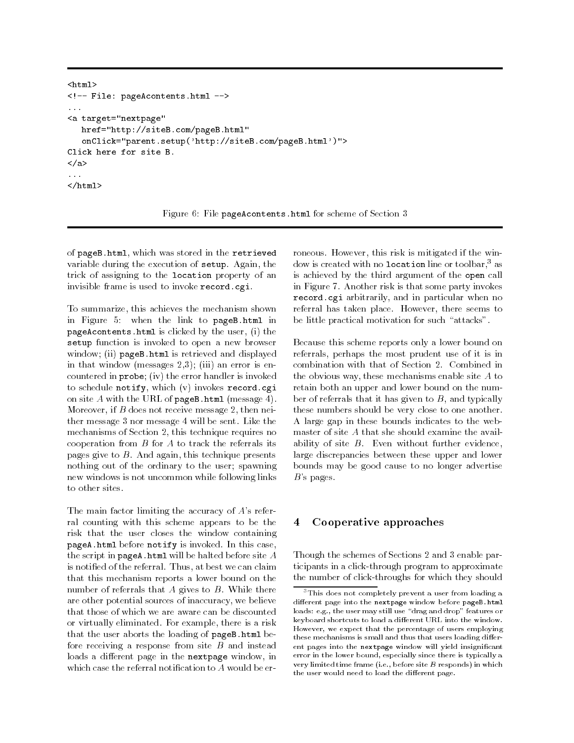```
<html>
<!-- File: pageAcontents.html -->
...
<a target="nextpage"
   href="http://siteB.com/pageB.html"
   onClick="parent.setup('http://siteB.com/pageB.html')">
Click here for site B.
</a>
...
</html>
```

Figure 6: File `pageAcontents.html` for scheme of Section 3

of `pageB.html`, which was stored in the `retrieved` variable during the execution of `setup`. Again, the trick of assigning to the `location` property of an invisible frame is used to invoke `record.cgi`.

To summarize, this achieves the mechanism shown in Figure 5: when the link to `pageB.html` in `pageAcontents.html` is clicked by the user, (i) the `setup` function is invoked to open a new browser window; (ii) `pageB.html` is retrieved and displayed in that window (messages 2,3); (iii) an error is encountered in `probe`; (iv) the error handler is invoked to schedule `notify`, which (v) invokes `record.cgi` on site $A$ with the URL of `pageB.html` (message 4). Moreover, if $B$ does not receive message 2, then neither message 3 nor message 4 will be sent. Like the mechanisms of Section 2, this technique requires no cooperation from $B$ for $A$ to track the referrals its pages give to $B$. And again, this technique presents nothing out of the ordinary to the user; spawning new windows is not uncommon while following links to other sites.

The main factor limiting the accuracy of $A$'s referral counting with this scheme appears to be the risk that the user closes the window containing `pageA.html` before `notify` is invoked. In this case, the script in `pageA.html` will be halted before site $A$ is notified of the referral. Thus, at best we can claim that this mechanism reports a lower bound on the number of referrals that $A$ gives to $B$. While there are other potential sources of inaccuracy, we believe that those of which we are aware can be discounted or virtually eliminated. For example, there is a risk that the user aborts the loading of `pageB.html` before receiving a response from site $B$ and instead loads a different page in the `nextpage` window, in which case the referral notification to $A$ would be erroneous. However, this risk is mitigated if the window is created with no `location` line or toolbar,[3] as is achieved by the third argument of the `open` call in Figure 7. Another risk is that some party invokes `record.cgi` arbitrarily, and in particular when no referral has taken place. However, there seems to be little practical motivation for such "attacks".

Because this scheme reports only a lower bound on referrals, perhaps the most prudent use of it is in combination with that of Section 2. Combined in the obvious way, these mechanisms enable site $A$ to retain both an upper and lower bound on the number of referrals that it has given to $B$, and typically these numbers should be very close to one another. A large gap in these bounds indicates to the webmaster of site $A$ that she should examine the availability of site $B$. Even without further evidence, large discrepancies between these upper and lower bounds may be good cause to no longer advertise $B$'s pages.

## 4 Cooperative approaches

Though the schemes of Sections 2 and 3 enable participants in a click-through program to approximate the number of click-throughs for which they should

[3] This does not completely prevent a user from loading a different page into the `nextpage` window before `pageB.html` loads: e.g., the user may still use "drag and drop" features or keyboard shortcuts to load a different URL into the window. However, we expect that the percentage of users employing these mechanisms is small and thus that users loading different pages into the `nextpage` window will yield insignificant error in the lower bound, especially since there is typically a very limited time frame (i.e., before site $B$ responds) in which the user would need to load the different page.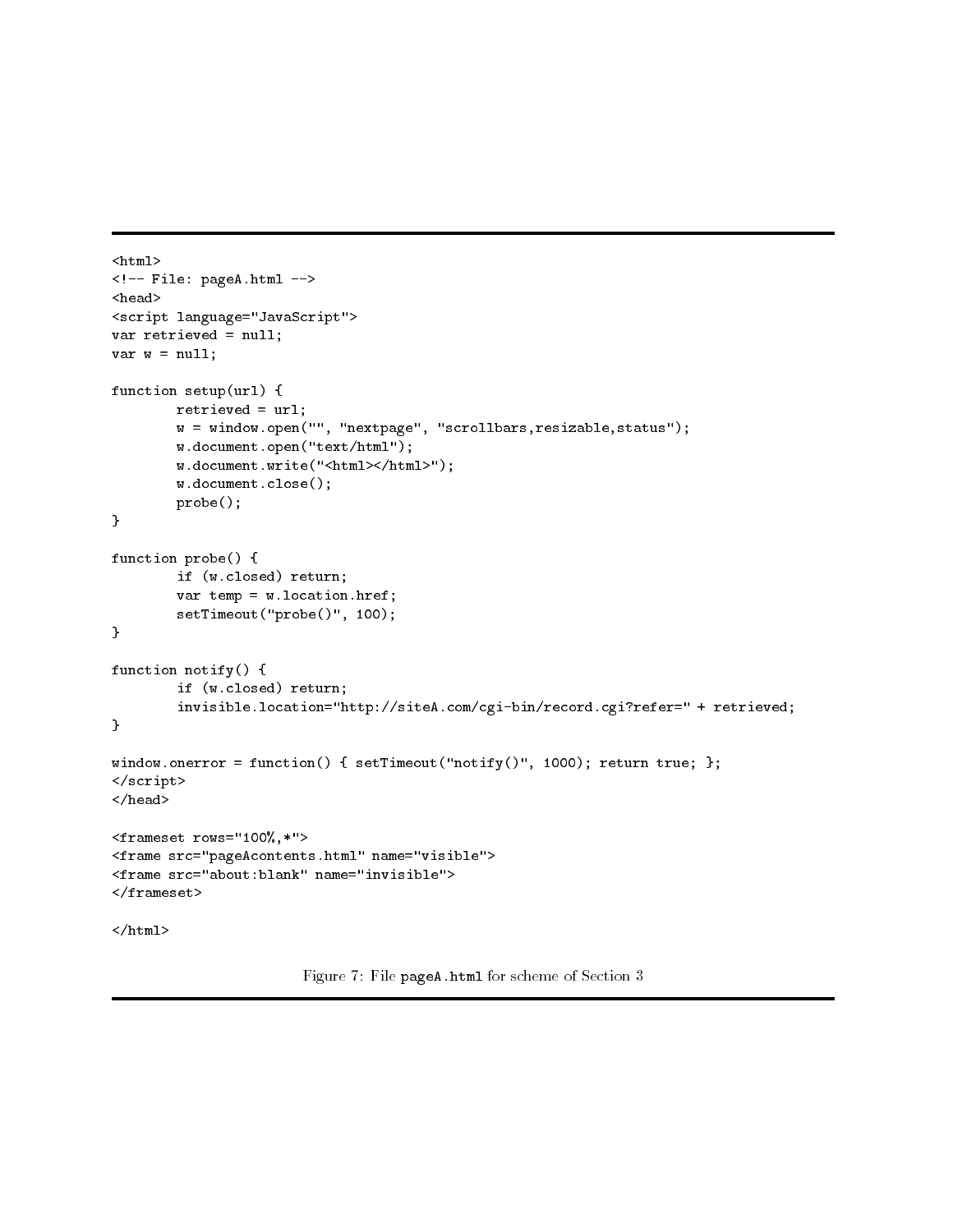```
<html>
<!-- File: pageA.html -->
<head>
<script language="JavaScript">
var retrieved = null;
var w = null;

function setup(url) {
        retrieved = url;
        w = window.open("", "nextpage", "scrollbars,resizable,status");
        w.document.open("text/html");
        w.document.write("<html></html>");
        w.document.close();
        probe();
}

function probe() {
        if (w.closed) return;
        var temp = w.location.href;
        setTimeout("probe()", 100);
}

function notify() {
        if (w.closed) return;
        invisible.location="http://siteA.com/cgi-bin/record.cgi?refer=" + retrieved;
}

window.onerror = function() { setTimeout("notify()", 1000); return true; };
</script>
</head>

<frameset rows="100%,*">
<frame src="pageAcontents.html" name="visible">
<frame src="about:blank" name="invisible">
</frameset>

</html>
```

Figure 7: File `pageA.html` for scheme of Section 3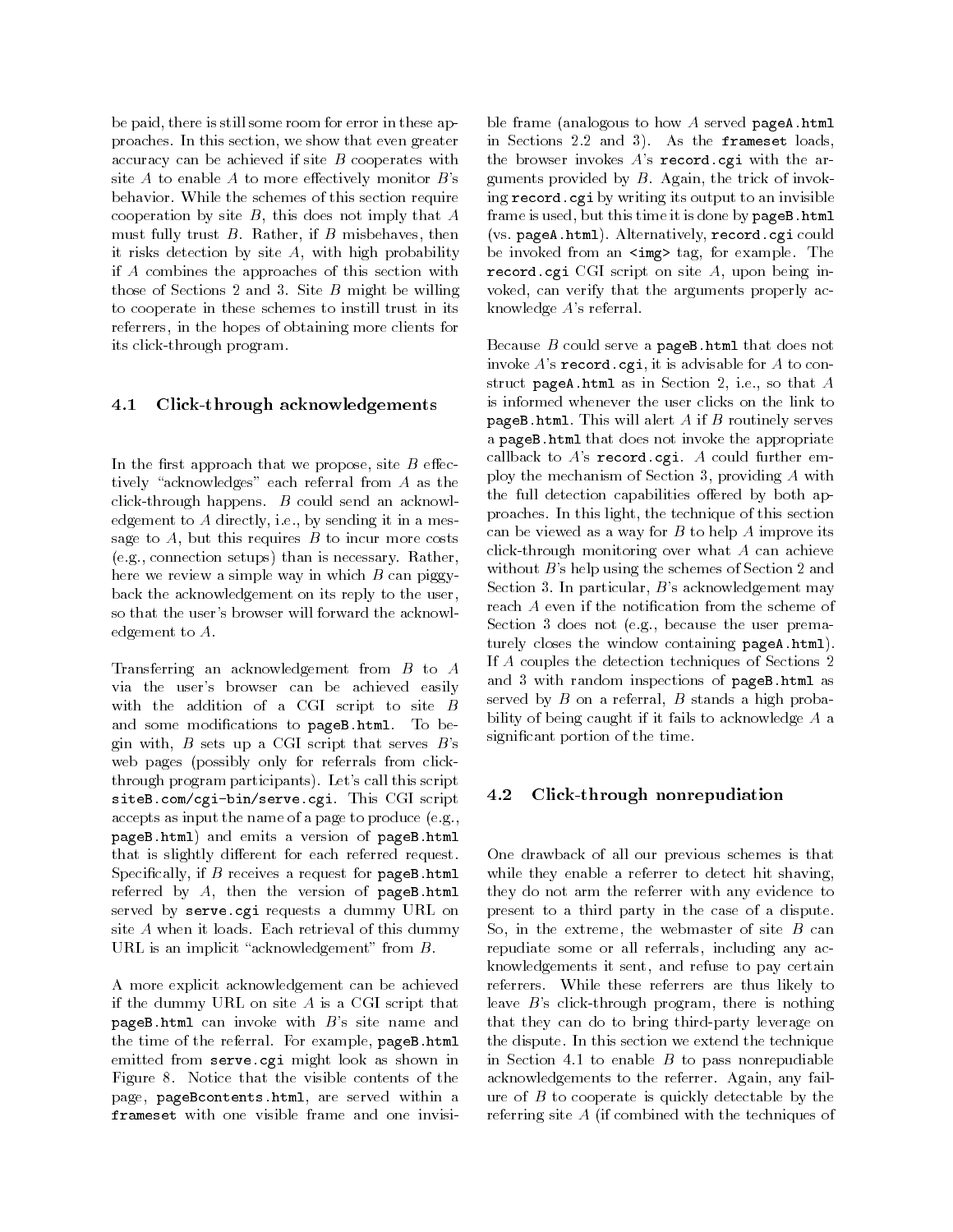be paid, there is still some room for error in these approaches. In this section, we show that even greater accuracy can be achieved if site $B$ cooperates with site $A$ to enable $A$ to more effectively monitor $B$'s behavior. While the schemes of this section require cooperation by site $B$, this does not imply that $A$ must fully trust $B$. Rather, if $B$ misbehaves, then it risks detection by site $A$, with high probability if $A$ combines the approaches of this section with those of Sections 2 and 3. Site $B$ might be willing to cooperate in these schemes to instill trust in its referrers, in the hopes of obtaining more clients for its click-through program.

### 4.1 Click-through acknowledgements

In the first approach that we propose, site $B$ effectively "acknowledges" each referral from $A$ as the click-through happens. $B$ could send an acknowledgement to $A$ directly, i.e., by sending it in a message to $A$, but this requires $B$ to incur more costs (e.g., connection setups) than is necessary. Rather, here we review a simple way in which $B$ can piggyback the acknowledgement on its reply to the user, so that the user's browser will forward the acknowledgement to $A$.

Transferring an acknowledgement from $B$ to $A$ via the user's browser can be achieved easily with the addition of a CGI script to site $B$ and some modifications to `pageB.html`. To begin with, $B$ sets up a CGI script that serves $B$'s web pages (possibly only for referrals from click-through program participants). Let's call this script `siteB.com/cgi-bin/serve.cgi`. This CGI script accepts as input the name of a page to produce (e.g., `pageB.html`) and emits a version of `pageB.html` that is slightly different for each referred request. Specifically, if $B$ receives a request for `pageB.html` referred by $A$, then the version of `pageB.html` served by `serve.cgi` requests a dummy URL on site $A$ when it loads. Each retrieval of this dummy URL is an implicit "acknowledgement" from $B$.

A more explicit acknowledgement can be achieved if the dummy URL on site $A$ is a CGI script that `pageB.html` can invoke with $B$'s site name and the time of the referral. For example, `pageB.html` emitted from `serve.cgi` might look as shown in Figure 8. Notice that the visible contents of the page, `pageBcontents.html`, are served within a `frameset` with one visible frame and one invisible frame (analogous to how $A$ served `pageA.html` in Sections 2.2 and 3). As the `frameset` loads, the browser invokes $A$'s `record.cgi` with the arguments provided by $B$. Again, the trick of invoking `record.cgi` by writing its output to an invisible frame is used, but this time it is done by `pageB.html` (vs. `pageA.html`). Alternatively, `record.cgi` could be invoked from an `<img>` tag, for example. The `record.cgi` CGI script on site $A$, upon being invoked, can verify that the arguments properly acknowledge $A$'s referral.

Because $B$ could serve a `pageB.html` that does not invoke $A$'s `record.cgi`, it is advisable for $A$ to construct `pageA.html` as in Section 2, i.e., so that $A$ is informed whenever the user clicks on the link to `pageB.html`. This will alert $A$ if $B$ routinely serves a `pageB.html` that does not invoke the appropriate callback to $A$'s `record.cgi`. $A$ could further employ the mechanism of Section 3, providing $A$ with the full detection capabilities offered by both approaches. In this light, the technique of this section can be viewed as a way for $B$ to help $A$ improve its click-through monitoring over what $A$ can achieve without $B$'s help using the schemes of Section 2 and Section 3. In particular, $B$'s acknowledgement may reach $A$ even if the notification from the scheme of Section 3 does not (e.g., because the user prematurely closes the window containing `pageA.html`). If $A$ couples the detection techniques of Sections 2 and 3 with random inspections of `pageB.html` as served by $B$ on a referral, $B$ stands a high probability of being caught if it fails to acknowledge $A$ a significant portion of the time.

### 4.2 Click-through nonrepudiation

One drawback of all our previous schemes is that while they enable a referrer to detect hit shaving, they do not arm the referrer with any evidence to present to a third party in the case of a dispute. So, in the extreme, the webmaster of site $B$ can repudiate some or all referrals, including any acknowledgements it sent, and refuse to pay certain referrers. While these referrers are thus likely to leave $B$'s click-through program, there is nothing that they can do to bring third-party leverage on the dispute. In this section we extend the technique in Section 4.1 to enable $B$ to pass nonrepudiable acknowledgements to the referrer. Again, any failure of $B$ to cooperate is quickly detectable by the referring site $A$ (if combined with the techniques of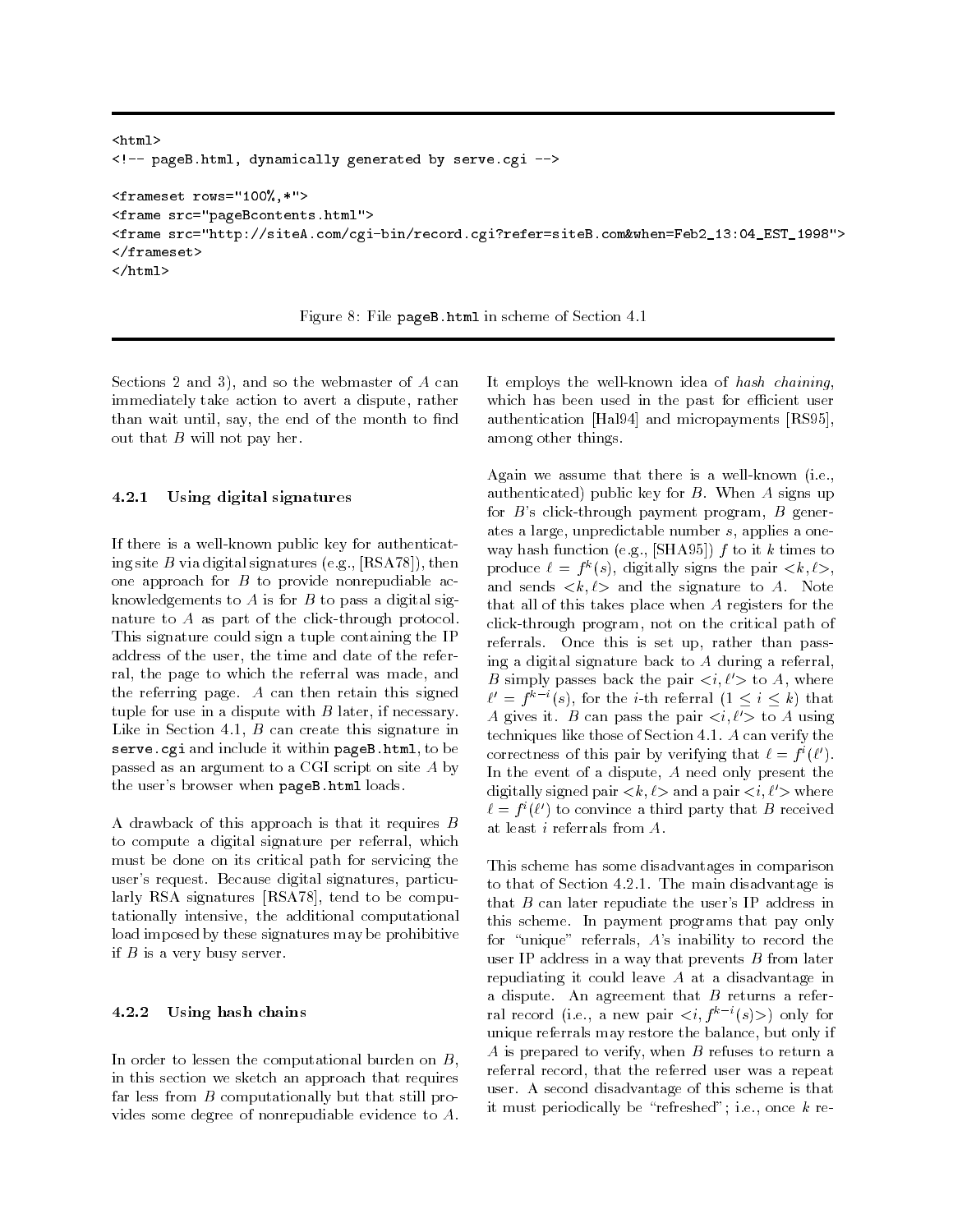```
<html>
<!-- pageB.html, dynamically generated by serve.cgi -->

<frameset rows="100%,*">
<frame src="pageBcontents.html">
<frame src="http://siteA.com/cgi-bin/record.cgi?refer=siteB.com&when=Feb2_13:04_EST_1998">
</frameset>
</html>
```

Figure 8: File `pageB.html` in scheme of Section 4.1

Sections 2 and 3), and so the webmaster of $A$ can immediately take action to avert a dispute, rather than wait until, say, the end of the month to find out that $B$ will not pay her.

#### 4.2.1 Using digital signatures

If there is a well-known public key for authenticating site $B$ via digital signatures (e.g., [RSA78]), then one approach for $B$ to provide nonrepudiable acknowledgements to $A$ is for $B$ to pass a digital signature to $A$ as part of the click-through protocol. This signature could sign a tuple containing the IP address of the user, the time and date of the referral, the page to which the referral was made, and the referring page. $A$ can then retain this signed tuple for use in a dispute with $B$ later, if necessary. Like in Section 4.1, $B$ can create this signature in `serve.cgi` and include it within `pageB.html`, to be passed as an argument to a CGI script on site $A$ by the user's browser when `pageB.html` loads.

A drawback of this approach is that it requires $B$ to compute a digital signature per referral, which must be done on its critical path for servicing the user's request. Because digital signatures, particularly RSA signatures [RSA78], tend to be computationally intensive, the additional computational load imposed by these signatures may be prohibitive if $B$ is a very busy server.

#### 4.2.2 Using hash chains

In order to lessen the computational burden on $B$, in this section we sketch an approach that requires far less from $B$ computationally but that still provides some degree of nonrepudiable evidence to $A$. It employs the well-known idea of *hash chaining*, which has been used in the past for efficient user authentication [Hal94] and micropayments [RS95], among other things.

Again we assume that there is a well-known (i.e., authenticated) public key for $B$. When $A$ signs up for $B$'s click-through payment program, $B$ generates a large, unpredictable number $s$, applies a one-way hash function (e.g., [SHA95]) $f$ to it $k$ times to produce $\ell = f^k(s)$, digitally signs the pair $<k, \ell>$, and sends $<k, \ell>$ and the signature to $A$. Note that all of this takes place when $A$ registers for the click-through program, not on the critical path of referrals. Once this is set up, rather than passing a digital signature back to $A$ during a referral, $B$ simply passes back the pair $<i, \ell'>$ to $A$, where $\ell' = f^{k-i}(s)$, for the $i$-th referral ($1 \leq i \leq k$) that $A$ gives it. $B$ can pass the pair $<i, \ell'>$ to $A$ using techniques like those of Section 4.1. $A$ can verify the correctness of this pair by verifying that $\ell = f^i(\ell')$. In the event of a dispute, $A$ need only present the digitally signed pair $<k, \ell>$ and a pair $<i, \ell'>$ where $\ell = f^i(\ell')$ to convince a third party that $B$ received at least $i$ referrals from $A$.

This scheme has some disadvantages in comparison to that of Section 4.2.1. The main disadvantage is that $B$ can later repudiate the user's IP address in this scheme. In payment programs that pay only for "unique" referrals, $A$'s inability to record the user IP address in a way that prevents $B$ from later repudiating it could leave $A$ at a disadvantage in a dispute. An agreement that $B$ returns a referral record (i.e., a new pair $<i, f^{k-i}(s)>$) only for unique referrals may restore the balance, but only if $A$ is prepared to verify, when $B$ refuses to return a referral record, that the referred user was a repeat user. A second disadvantage of this scheme is that it must periodically be "refreshed"; i.e., once $k$ re-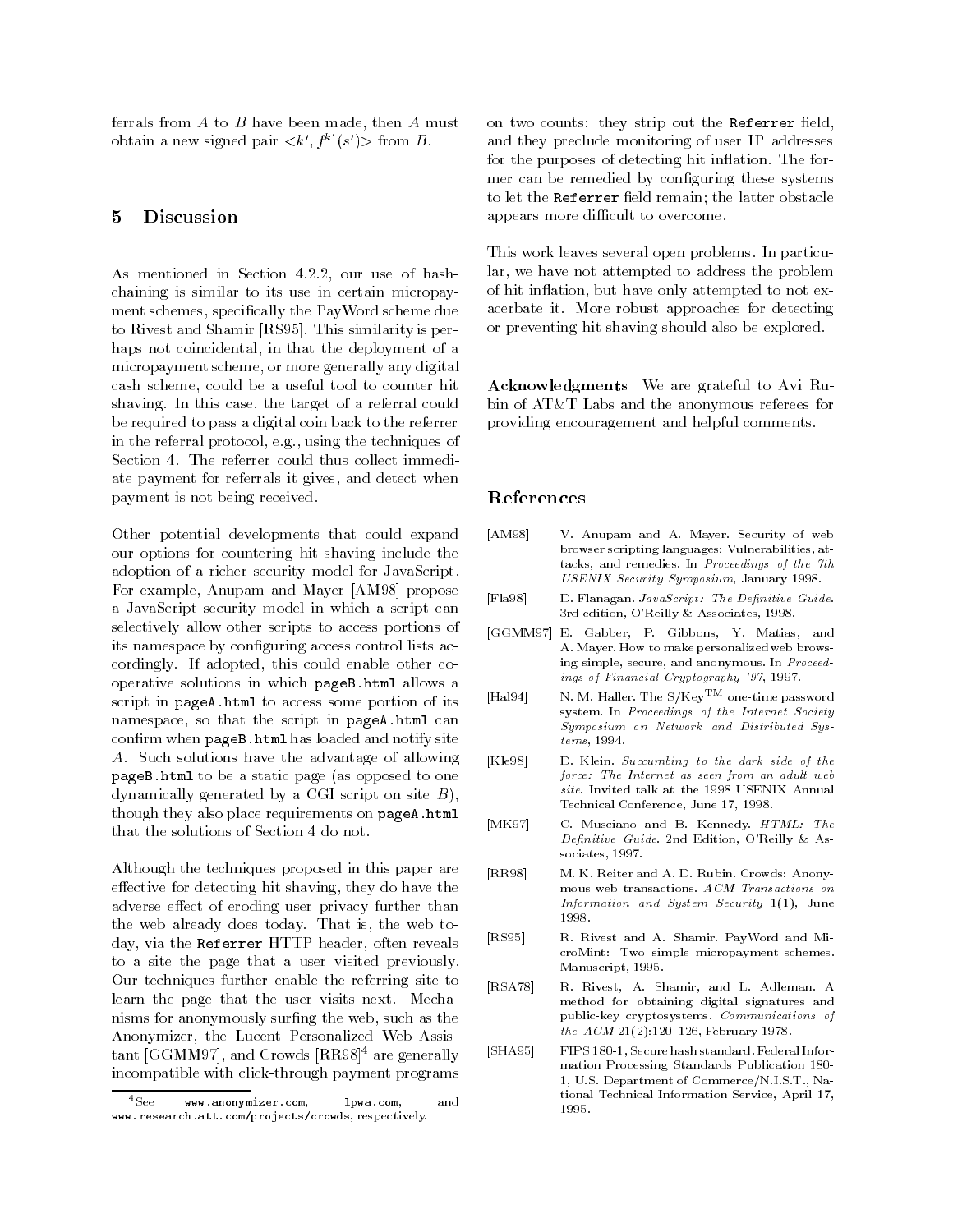ferrals from $A$ to $B$ have been made, then $A$ must obtain a new signed pair $<k', f^{k'}(s')>$ from $B$.

## 5 Discussion

As mentioned in Section 4.2.2, our use of hash-chaining is similar to its use in certain micropayment schemes, specifically the PayWord scheme due to Rivest and Shamir [RS95]. This similarity is perhaps not coincidental, in that the deployment of a micropayment scheme, or more generally any digital cash scheme, could be a useful tool to counter hit shaving. In this case, the target of a referral could be required to pass a digital coin back to the referrer in the referral protocol, e.g., using the techniques of Section 4. The referrer could thus collect immediate payment for referrals it gives, and detect when payment is not being received.

Other potential developments that could expand our options for countering hit shaving include the adoption of a richer security model for JavaScript. For example, Anupam and Mayer [AM98] propose a JavaScript security model in which a script can selectively allow other scripts to access portions of its namespace by configuring access control lists accordingly. If adopted, this could enable other co-operative solutions in which `pageB.html` allows a script in `pageA.html` to access some portion of its namespace, so that the script in `pageA.html` can confirm when `pageB.html` has loaded and notify site $A$. Such solutions have the advantage of allowing `pageB.html` to be a static page (as opposed to one dynamically generated by a CGI script on site $B$), though they also place requirements on `pageA.html` that the solutions of Section 4 do not.

Although the techniques proposed in this paper are effective for detecting hit shaving, they do have the adverse effect of eroding user privacy further than the web already does today. That is, the web today, via the `Referrer` HTTP header, often reveals to a site the page that a user visited previously. Our techniques further enable the referring site to learn the page that the user visits next. Mechanisms for anonymously surfing the web, such as the Anonymizer, the Lucent Personalized Web Assistant [GGMM97], and Crowds [RR98][4] are generally incompatible with click-through payment programs on two counts: they strip out the `Referrer` field, and they preclude monitoring of user IP addresses for the purposes of detecting hit inflation. The former can be remedied by configuring these systems to let the `Referrer` field remain; the latter obstacle appears more difficult to overcome.

This work leaves several open problems. In particular, we have not attempted to address the problem of hit inflation, but have only attempted to not exacerbate it. More robust approaches for detecting or preventing hit shaving should also be explored.

**Acknowledgments** We are grateful to Avi Rubin of AT&T Labs and the anonymous referees for providing encouragement and helpful comments.

[4] See `www.anonymizer.com`, `lpwa.com`, and `www.research.att.com/projects/crowds`, respectively.

## References

[AM98] V. Anupam and A. Mayer. Security of web browser scripting languages: Vulnerabilities, attacks, and remedies. In *Proceedings of the 7th USENIX Security Symposium*, January 1998.

[Fla98] D. Flanagan. *JavaScript: The Definitive Guide*. 3rd edition, O'Reilly & Associates, 1998.

[GGMM97] E. Gabber, P. Gibbons, Y. Matias, and A. Mayer. How to make personalized web browsing simple, secure, and anonymous. In *Proceedings of Financial Cryptography '97*, 1997.

[Hal94] N. M. Haller. The S/Key$^{\text{TM}}$ one-time password system. In *Proceedings of the Internet Society Symposium on Network and Distributed Systems*, 1994.

[Kle98] D. Klein. *Succumbing to the dark side of the force: The Internet as seen from an adult web site*. Invited talk at the 1998 USENIX Annual Technical Conference, June 17, 1998.

[MK97] C. Musciano and B. Kennedy. *HTML: The Definitive Guide*. 2nd Edition, O'Reilly & Associates, 1997.

[RR98] M. K. Reiter and A. D. Rubin. Crowds: Anonymous web transactions. *ACM Transactions on Information and System Security* 1(1), June 1998.

[RS95] R. Rivest and A. Shamir. PayWord and MicroMint: Two simple micropayment schemes. Manuscript, 1995.

[RSA78] R. Rivest, A. Shamir, and L. Adleman. A method for obtaining digital signatures and public-key cryptosystems. *Communications of the ACM* 21(2):120–126, February 1978.

[SHA95] FIPS 180-1, Secure hash standard. Federal Information Processing Standards Publication 180-1, U.S. Department of Commerce/N.I.S.T., National Technical Information Service, April 17, 1995.